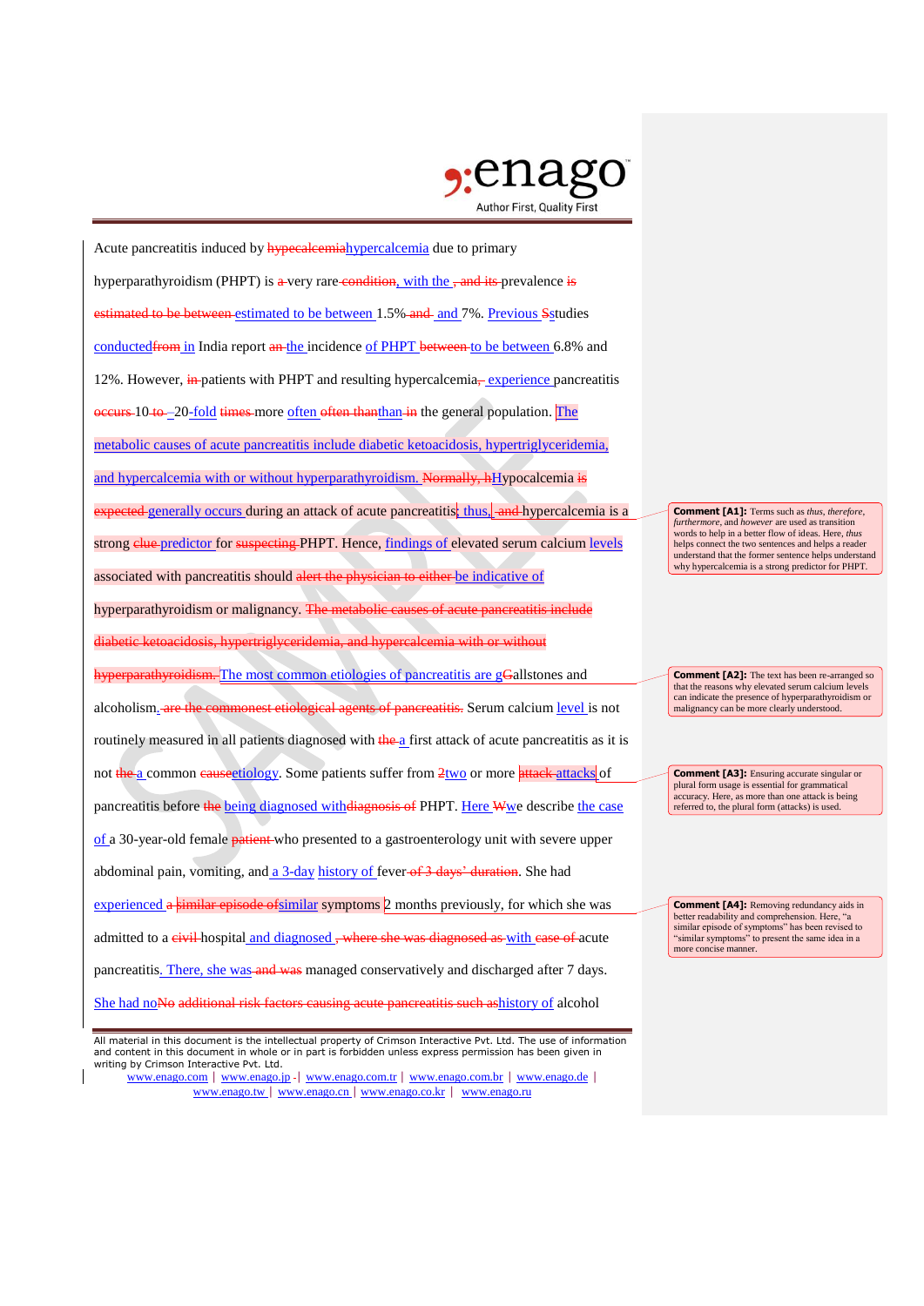Acute pancreatitis induced by ~~hypecalcemia~~hypercalcemia due to primary hyperparathyroidism (PHPT) is ~~a~~ very rare ~~condition~~, with the ~~, and its~~ prevalence ~~is estimated to be between~~ estimated to be between 1.5% ~~and~~ and 7%. Previous ~~S~~studies conducted~~from~~ in India report ~~an~~ the incidence of PHPT ~~between~~ to be between 6.8% and 12%. However, ~~in~~ patients with PHPT and resulting hypercalcemia~~,~~ experience pancreatitis ~~occurs~~ 10 ~~to~~ –20-fold ~~times~~ more often ~~often than~~than ~~in~~ the general population. The metabolic causes of acute pancreatitis include diabetic ketoacidosis, hypertriglyceridemia, and hypercalcemia with or without hyperparathyroidism. ~~Normally, h~~Hypocalcemia ~~is expected~~ generally occurs during an attack of acute pancreatitis; thus, ~~and~~ hypercalcemia is a strong ~~clue~~ predictor for ~~suspecting~~ PHPT. Hence, findings of elevated serum calcium levels associated with pancreatitis should ~~alert the physician to either~~ be indicative of hyperparathyroidism or malignancy. ~~The metabolic causes of acute pancreatitis include diabetic ketoacidosis, hypertriglyceridemia, and hypercalcemia with or without hyperparathyroidism.~~ The most common etiologies of pancreatitis are ~~G~~gallstones and alcoholism. ~~are the commonest etiological agents of pancreatitis.~~ Serum calcium level is not routinely measured in all patients diagnosed with ~~the~~ a first attack of acute pancreatitis as it is not ~~the~~ a common ~~cause~~etiology. Some patients suffer from ~~2~~two or more ~~attack~~ attacks of pancreatitis before ~~the~~ being diagnosed with~~diagnosis of~~ PHPT. Here ~~W~~we describe the case of a 30-year-old female ~~patient~~ who presented to a gastroenterology unit with severe upper abdominal pain, vomiting, and a 3-day history of fever ~~of 3 days' duration~~. She had experienced ~~a similar episode of~~similar symptoms 2 months previously, for which she was admitted to a ~~civil~~ hospital and diagnosed ~~, where she was diagnosed as~~ with ~~case of~~ acute pancreatitis. There, she was ~~and was~~ managed conservatively and discharged after 7 days. She had no~~No additional risk factors causing acute pancreatitis such as~~history of alcohol

**Comment [A1]:** Terms such as *thus*, *therefore*, *furthermore*, and *however* are used as transition words to help in a better flow of ideas. Here, *thus* helps connect the two sentences and helps a reader understand that the former sentence helps understand why hypercalcemia is a strong predictor for PHPT.

**Comment [A2]:** The text has been re-arranged so that the reasons why elevated serum calcium levels can indicate the presence of hyperparathyroidism or malignancy can be more clearly understood.

**Comment [A3]:** Ensuring accurate singular or plural form usage is essential for grammatical accuracy. Here, as more than one attack is being referred to, the plural form (attacks) is used.

**Comment [A4]:** Removing redundancy aids in better readability and comprehension. Here, "a similar episode of symptoms" has been revised to "similar symptoms" to present the same idea in a more concise manner.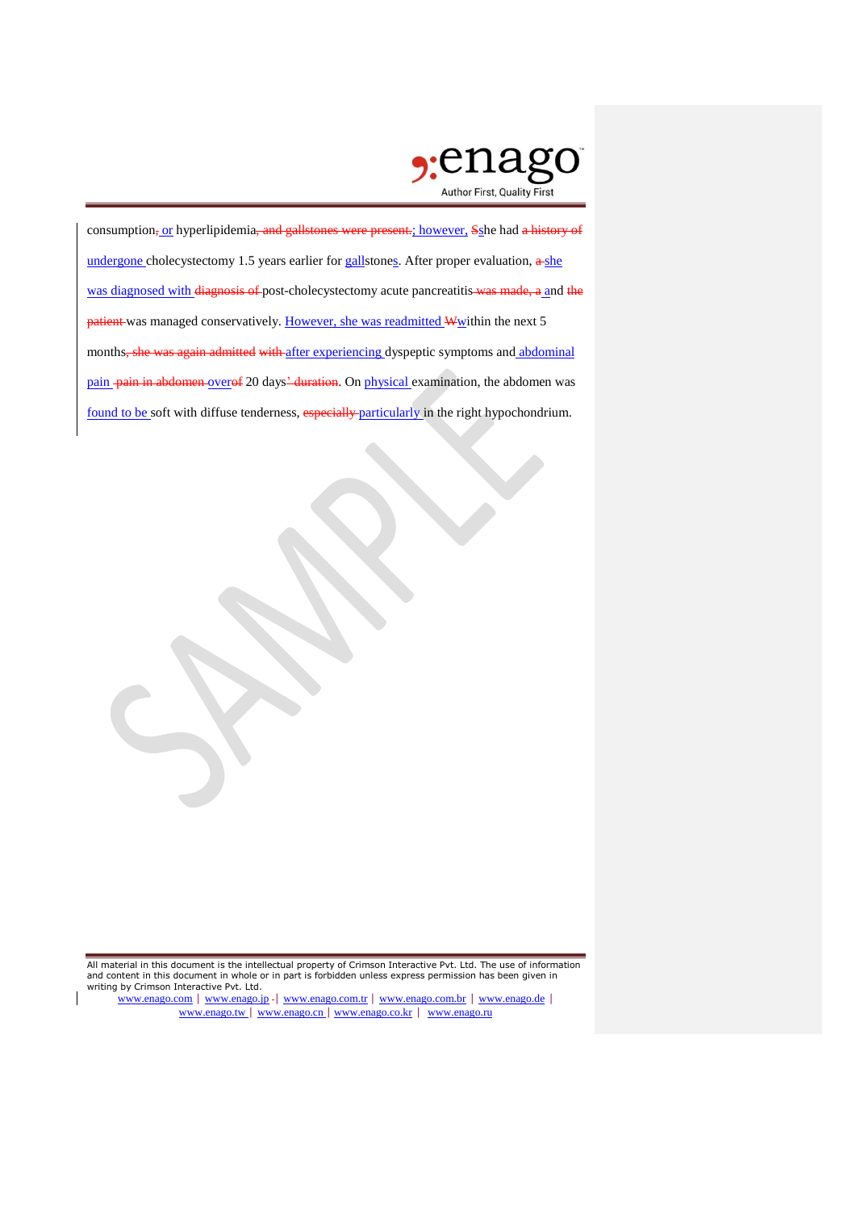consumption~~,~~ or hyperlipidemia~~, and gallstones were present,~~; however, ~~S~~she had ~~a history of~~ undergone cholecystectomy 1.5 years earlier for gallstones. After proper evaluation, ~~a~~ she was diagnosed with ~~diagnosis of~~ post-cholecystectomy acute pancreatitis ~~was made, a~~ and ~~the patient~~ was managed conservatively. However, she was readmitted ~~W~~within the next 5 months~~, she was again admitted with~~ after experiencing dyspeptic symptoms and abdominal pain ~~pain in abdomen~~ over~~of~~ 20 days'~~ duration~~. On physical examination, the abdomen was found to be soft with diffuse tenderness, ~~especially~~ particularly in the right hypochondrium.